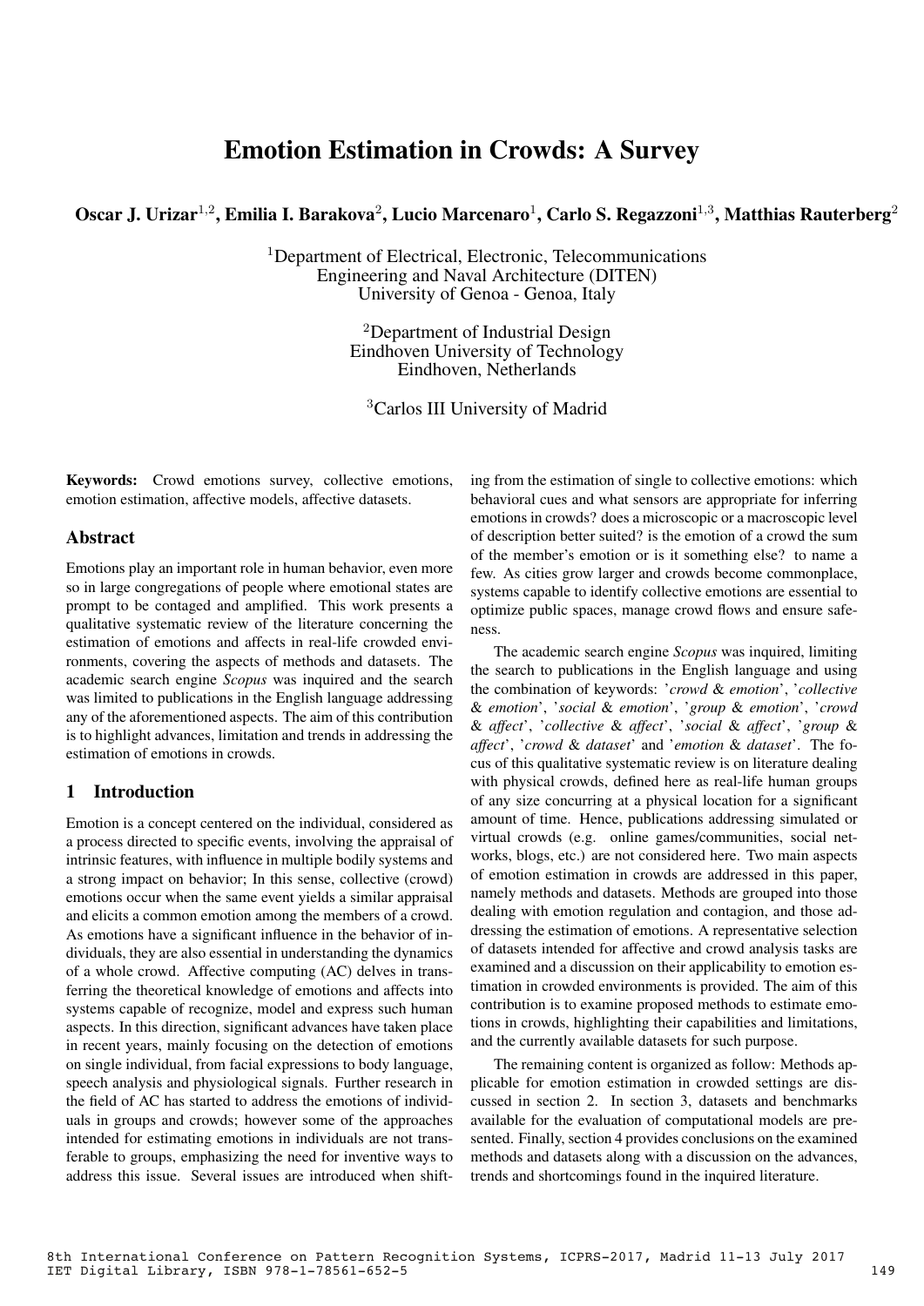# Emotion Estimation in Crowds: A Survey

**Oscar J. Urizar[1,2], Emilia I. Barakova[2], Lucio Marcenaro[1], Carlo S. Regazzoni[1,3], Matthias Rauterberg[2]**

[1]Department of Electrical, Electronic, Telecommunications Engineering and Naval Architecture (DITEN)
University of Genoa - Genoa, Italy

[2]Department of Industrial Design
Eindhoven University of Technology
Eindhoven, Netherlands

[3]Carlos III University of Madrid

**Keywords:** Crowd emotions survey, collective emotions, emotion estimation, affective models, affective datasets.

## Abstract

Emotions play an important role in human behavior, even more so in large congregations of people where emotional states are prompt to be contaged and amplified. This work presents a qualitative systematic review of the literature concerning the estimation of emotions and affects in real-life crowded environments, covering the aspects of methods and datasets. The academic search engine *Scopus* was inquired and the search was limited to publications in the English language addressing any of the aforementioned aspects. The aim of this contribution is to highlight advances, limitation and trends in addressing the estimation of emotions in crowds.

## 1 Introduction

Emotion is a concept centered on the individual, considered as a process directed to specific events, involving the appraisal of intrinsic features, with influence in multiple bodily systems and a strong impact on behavior; In this sense, collective (crowd) emotions occur when the same event yields a similar appraisal and elicits a common emotion among the members of a crowd. As emotions have a significant influence in the behavior of individuals, they are also essential in understanding the dynamics of a whole crowd. Affective computing (AC) delves in transferring the theoretical knowledge of emotions and affects into systems capable of recognize, model and express such human aspects. In this direction, significant advances have taken place in recent years, mainly focusing on the detection of emotions on single individual, from facial expressions to body language, speech analysis and physiological signals. Further research in the field of AC has started to address the emotions of individuals in groups and crowds; however some of the approaches intended for estimating emotions in individuals are not transferable to groups, emphasizing the need for inventive ways to address this issue. Several issues are introduced when shifting from the estimation of single to collective emotions: which behavioral cues and what sensors are appropriate for inferring emotions in crowds? does a microscopic or a macroscopic level of description better suited? is the emotion of a crowd the sum of the member's emotion or is it something else? to name a few. As cities grow larger and crowds become commonplace, systems capable to identify collective emotions are essential to optimize public spaces, manage crowd flows and ensure safeness.

The academic search engine *Scopus* was inquired, limiting the search to publications in the English language and using the combination of keywords: '*crowd* & *emotion*', '*collective* & *emotion*', '*social* & *emotion*', '*group* & *emotion*', '*crowd* & *affect*', '*collective* & *affect*', '*social* & *affect*', '*group* & *affect*', '*crowd* & *dataset*' and '*emotion* & *dataset*'. The focus of this qualitative systematic review is on literature dealing with physical crowds, defined here as real-life human groups of any size concurring at a physical location for a significant amount of time. Hence, publications addressing simulated or virtual crowds (e.g. online games/communities, social networks, blogs, etc.) are not considered here. Two main aspects of emotion estimation in crowds are addressed in this paper, namely methods and datasets. Methods are grouped into those dealing with emotion regulation and contagion, and those addressing the estimation of emotions. A representative selection of datasets intended for affective and crowd analysis tasks are examined and a discussion on their applicability to emotion estimation in crowded environments is provided. The aim of this contribution is to examine proposed methods to estimate emotions in crowds, highlighting their capabilities and limitations, and the currently available datasets for such purpose.

The remaining content is organized as follow: Methods applicable for emotion estimation in crowded settings are discussed in section 2. In section 3, datasets and benchmarks available for the evaluation of computational models are presented. Finally, section 4 provides conclusions on the examined methods and datasets along with a discussion on the advances, trends and shortcomings found in the inquired literature.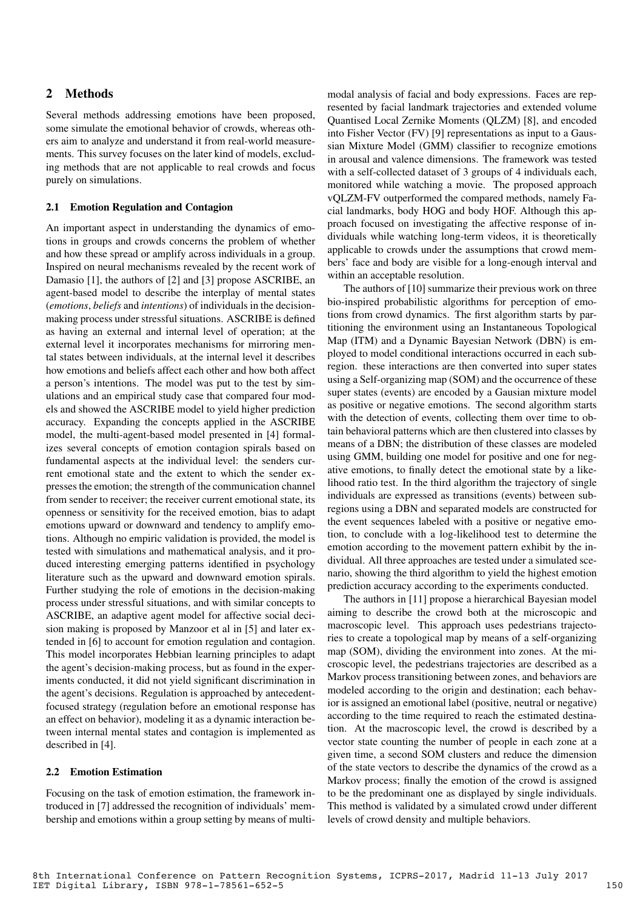## 2 Methods

Several methods addressing emotions have been proposed, some simulate the emotional behavior of crowds, whereas others aim to analyze and understand it from real-world measurements. This survey focuses on the later kind of models, excluding methods that are not applicable to real crowds and focus purely on simulations.

### 2.1 Emotion Regulation and Contagion

An important aspect in understanding the dynamics of emotions in groups and crowds concerns the problem of whether and how these spread or amplify across individuals in a group. Inspired on neural mechanisms revealed by the recent work of Damasio [1], the authors of [2] and [3] propose ASCRIBE, an agent-based model to describe the interplay of mental states (*emotions*, *beliefs* and *intentions*) of individuals in the decision-making process under stressful situations. ASCRIBE is defined as having an external and internal level of operation; at the external level it incorporates mechanisms for mirroring mental states between individuals, at the internal level it describes how emotions and beliefs affect each other and how both affect a person's intentions. The model was put to the test by simulations and an empirical study case that compared four models and showed the ASCRIBE model to yield higher prediction accuracy. Expanding the concepts applied in the ASCRIBE model, the multi-agent-based model presented in [4] formalizes several concepts of emotion contagion spirals based on fundamental aspects at the individual level: the senders current emotional state and the extent to which the sender expresses the emotion; the strength of the communication channel from sender to receiver; the receiver current emotional state, its openness or sensitivity for the received emotion, bias to adapt emotions upward or downward and tendency to amplify emotions. Although no empiric validation is provided, the model is tested with simulations and mathematical analysis, and it produced interesting emerging patterns identified in psychology literature such as the upward and downward emotion spirals. Further studying the role of emotions in the decision-making process under stressful situations, and with similar concepts to ASCRIBE, an adaptive agent model for affective social decision making is proposed by Manzoor et al in [5] and later extended in [6] to account for emotion regulation and contagion. This model incorporates Hebbian learning principles to adapt the agent's decision-making process, but as found in the experiments conducted, it did not yield significant discrimination in the agent's decisions. Regulation is approached by antecedent-focused strategy (regulation before an emotional response has an effect on behavior), modeling it as a dynamic interaction between internal mental states and contagion is implemented as described in [4].

### 2.2 Emotion Estimation

Focusing on the task of emotion estimation, the framework introduced in [7] addressed the recognition of individuals' membership and emotions within a group setting by means of multi-modal analysis of facial and body expressions. Faces are represented by facial landmark trajectories and extended volume Quantised Local Zernike Moments (QLZM) [8], and encoded into Fisher Vector (FV) [9] representations as input to a Gaussian Mixture Model (GMM) classifier to recognize emotions in arousal and valence dimensions. The framework was tested with a self-collected dataset of 3 groups of 4 individuals each, monitored while watching a movie. The proposed approach vQLZM-FV outperformed the compared methods, namely Facial landmarks, body HOG and body HOF. Although this approach focused on investigating the affective response of individuals while watching long-term videos, it is theoretically applicable to crowds under the assumptions that crowd members' face and body are visible for a long-enough interval and within an acceptable resolution.

The authors of [10] summarize their previous work on three bio-inspired probabilistic algorithms for perception of emotions from crowd dynamics. The first algorithm starts by partitioning the environment using an Instantaneous Topological Map (ITM) and a Dynamic Bayesian Network (DBN) is employed to model conditional interactions occurred in each subregion. these interactions are then converted into super states using a Self-organizing map (SOM) and the occurrence of these super states (events) are encoded by a Gausian mixture model as positive or negative emotions. The second algorithm starts with the detection of events, collecting them over time to obtain behavioral patterns which are then clustered into classes by means of a DBN; the distribution of these classes are modeled using GMM, building one model for positive and one for negative emotions, to finally detect the emotional state by a likelihood ratio test. In the third algorithm the trajectory of single individuals are expressed as transitions (events) between subregions using a DBN and separated models are constructed for the event sequences labeled with a positive or negative emotion, to conclude with a log-likelihood test to determine the emotion according to the movement pattern exhibit by the individual. All three approaches are tested under a simulated scenario, showing the third algorithm to yield the highest emotion prediction accuracy according to the experiments conducted.

The authors in [11] propose a hierarchical Bayesian model aiming to describe the crowd both at the microscopic and macroscopic level. This approach uses pedestrians trajectories to create a topological map by means of a self-organizing map (SOM), dividing the environment into zones. At the microscopic level, the pedestrians trajectories are described as a Markov process transitioning between zones, and behaviors are modeled according to the origin and destination; each behavior is assigned an emotional label (positive, neutral or negative) according to the time required to reach the estimated destination. At the macroscopic level, the crowd is described by a vector state counting the number of people in each zone at a given time, a second SOM clusters and reduce the dimension of the state vectors to describe the dynamics of the crowd as a Markov process; finally the emotion of the crowd is assigned to be the predominant one as displayed by single individuals. This method is validated by a simulated crowd under different levels of crowd density and multiple behaviors.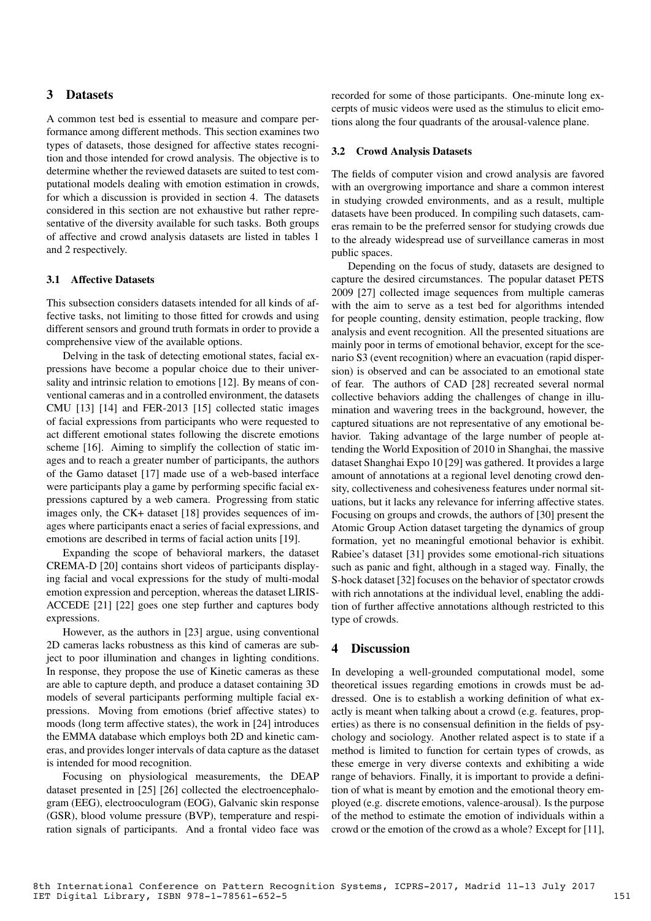## 3 Datasets

A common test bed is essential to measure and compare performance among different methods. This section examines two types of datasets, those designed for affective states recognition and those intended for crowd analysis. The objective is to determine whether the reviewed datasets are suited to test computational models dealing with emotion estimation in crowds, for which a discussion is provided in section 4. The datasets considered in this section are not exhaustive but rather representative of the diversity available for such tasks. Both groups of affective and crowd analysis datasets are listed in tables 1 and 2 respectively.

### 3.1 Affective Datasets

This subsection considers datasets intended for all kinds of affective tasks, not limiting to those fitted for crowds and using different sensors and ground truth formats in order to provide a comprehensive view of the available options.

Delving in the task of detecting emotional states, facial expressions have become a popular choice due to their universality and intrinsic relation to emotions [12]. By means of conventional cameras and in a controlled environment, the datasets CMU [13] [14] and FER-2013 [15] collected static images of facial expressions from participants who were requested to act different emotional states following the discrete emotions scheme [16]. Aiming to simplify the collection of static images and to reach a greater number of participants, the authors of the Gamo dataset [17] made use of a web-based interface were participants play a game by performing specific facial expressions captured by a web camera. Progressing from static images only, the CK+ dataset [18] provides sequences of images where participants enact a series of facial expressions, and emotions are described in terms of facial action units [19].

Expanding the scope of behavioral markers, the dataset CREMA-D [20] contains short videos of participants displaying facial and vocal expressions for the study of multi-modal emotion expression and perception, whereas the dataset LIRIS-ACCEDE [21] [22] goes one step further and captures body expressions.

However, as the authors in [23] argue, using conventional 2D cameras lacks robustness as this kind of cameras are subject to poor illumination and changes in lighting conditions. In response, they propose the use of Kinetic cameras as these are able to capture depth, and produce a dataset containing 3D models of several participants performing multiple facial expressions. Moving from emotions (brief affective states) to moods (long term affective states), the work in [24] introduces the EMMA database which employs both 2D and kinetic cameras, and provides longer intervals of data capture as the dataset is intended for mood recognition.

Focusing on physiological measurements, the DEAP dataset presented in [25] [26] collected the electroencephalogram (EEG), electrooculogram (EOG), Galvanic skin response (GSR), blood volume pressure (BVP), temperature and respiration signals of participants. And a frontal video face was recorded for some of those participants. One-minute long excerpts of music videos were used as the stimulus to elicit emotions along the four quadrants of the arousal-valence plane.

### 3.2 Crowd Analysis Datasets

The fields of computer vision and crowd analysis are favored with an overgrowing importance and share a common interest in studying crowded environments, and as a result, multiple datasets have been produced. In compiling such datasets, cameras remain to be the preferred sensor for studying crowds due to the already widespread use of surveillance cameras in most public spaces.

Depending on the focus of study, datasets are designed to capture the desired circumstances. The popular dataset PETS 2009 [27] collected image sequences from multiple cameras with the aim to serve as a test bed for algorithms intended for people counting, density estimation, people tracking, flow analysis and event recognition. All the presented situations are mainly poor in terms of emotional behavior, except for the scenario S3 (event recognition) where an evacuation (rapid dispersion) is observed and can be associated to an emotional state of fear. The authors of CAD [28] recreated several normal collective behaviors adding the challenges of change in illumination and wavering trees in the background, however, the captured situations are not representative of any emotional behavior. Taking advantage of the large number of people attending the World Exposition of 2010 in Shanghai, the massive dataset Shanghai Expo 10 [29] was gathered. It provides a large amount of annotations at a regional level denoting crowd density, collectiveness and cohesiveness features under normal situations, but it lacks any relevance for inferring affective states. Focusing on groups and crowds, the authors of [30] present the Atomic Group Action dataset targeting the dynamics of group formation, yet no meaningful emotional behavior is exhibit. Rabiee's dataset [31] provides some emotional-rich situations such as panic and fight, although in a staged way. Finally, the S-hock dataset [32] focuses on the behavior of spectator crowds with rich annotations at the individual level, enabling the addition of further affective annotations although restricted to this type of crowds.

## 4 Discussion

In developing a well-grounded computational model, some theoretical issues regarding emotions in crowds must be addressed. One is to establish a working definition of what exactly is meant when talking about a crowd (e.g. features, properties) as there is no consensual definition in the fields of psychology and sociology. Another related aspect is to state if a method is limited to function for certain types of crowds, as these emerge in very diverse contexts and exhibiting a wide range of behaviors. Finally, it is important to provide a definition of what is meant by emotion and the emotional theory employed (e.g. discrete emotions, valence-arousal). Is the purpose of the method to estimate the emotion of individuals within a crowd or the emotion of the crowd as a whole? Except for [11],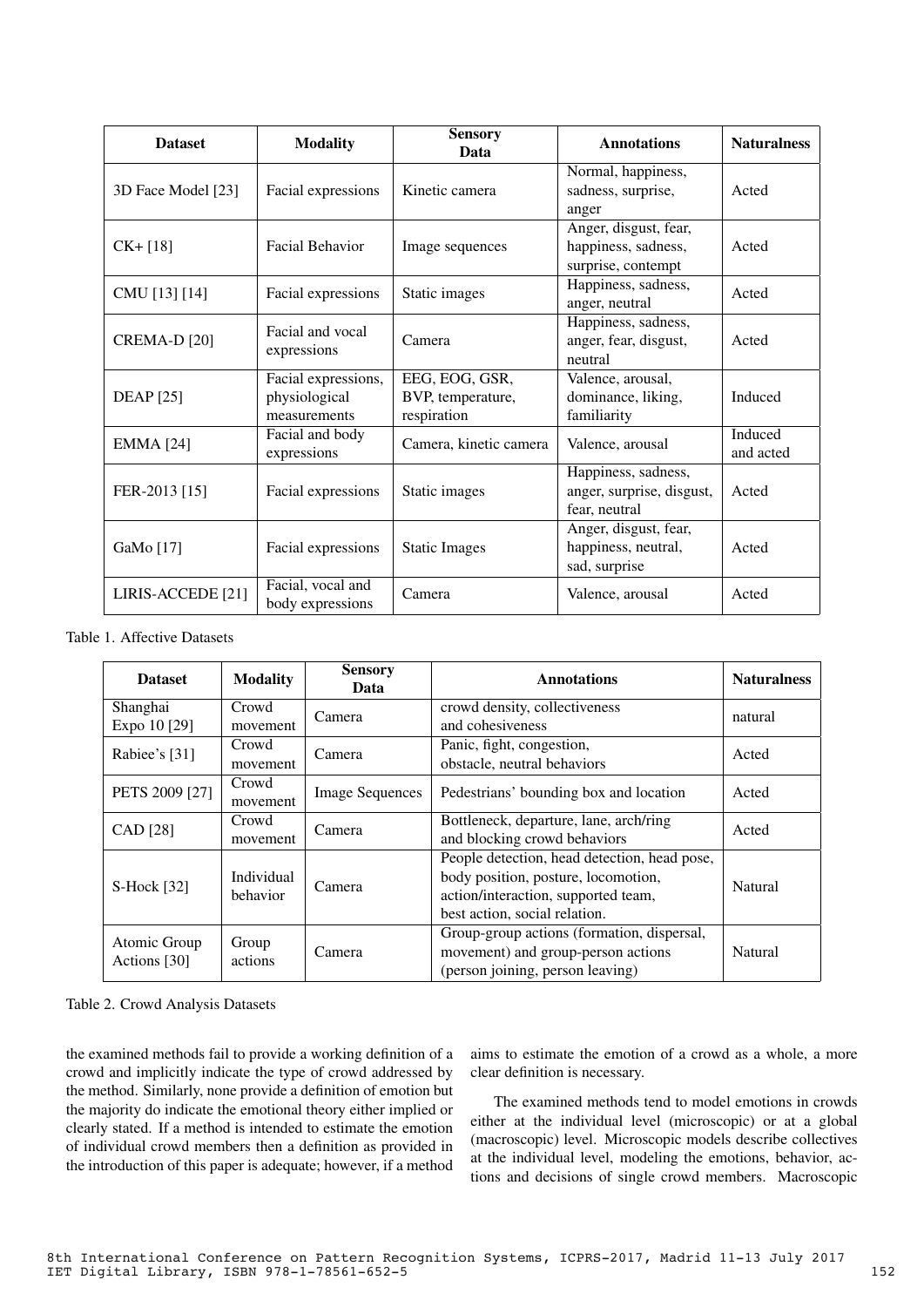| Dataset | Modality | Sensory Data | Annotations | Naturalness |
|---|---|---|---|---|
| 3D Face Model [23] | Facial expressions | Kinetic camera | Normal, happiness, sadness, surprise, anger | Acted |
| CK+ [18] | Facial Behavior | Image sequences | Anger, disgust, fear, happiness, sadness, surprise, contempt | Acted |
| CMU [13] [14] | Facial expressions | Static images | Happiness, sadness, anger, neutral | Acted |
| CREMA-D [20] | Facial and vocal expressions | Camera | Happiness, sadness, anger, fear, disgust, neutral | Acted |
| DEAP [25] | Facial expressions, physiological measurements | EEG, EOG, GSR, BVP, temperature, respiration | Valence, arousal, dominance, liking, familiarity | Induced |
| EMMA [24] | Facial and body expressions | Camera, kinetic camera | Valence, arousal | Induced and acted |
| FER-2013 [15] | Facial expressions | Static images | Happiness, sadness, anger, surprise, disgust, fear, neutral | Acted |
| GaMo [17] | Facial expressions | Static Images | Anger, disgust, fear, happiness, neutral, sad, surprise | Acted |
| LIRIS-ACCEDE [21] | Facial, vocal and body expressions | Camera | Valence, arousal | Acted |

Table 1. Affective Datasets

| Dataset | Modality | Sensory Data | Annotations | Naturalness |
|---|---|---|---|---|
| Shanghai Expo 10 [29] | Crowd movement | Camera | crowd density, collectiveness and cohesiveness | natural |
| Rabiee's [31] | Crowd movement | Camera | Panic, fight, congestion, obstacle, neutral behaviors | Acted |
| PETS 2009 [27] | Crowd movement | Image Sequences | Pedestrians' bounding box and location | Acted |
| CAD [28] | Crowd movement | Camera | Bottleneck, departure, lane, arch/ring and blocking crowd behaviors | Acted |
| S-Hock [32] | Individual behavior | Camera | People detection, head detection, head pose, body position, posture, locomotion, action/interaction, supported team, best action, social relation. | Natural |
| Atomic Group Actions [30] | Group actions | Camera | Group-group actions (formation, dispersal, movement) and group-person actions (person joining, person leaving) | Natural |

Table 2. Crowd Analysis Datasets

the examined methods fail to provide a working definition of a crowd and implicitly indicate the type of crowd addressed by the method. Similarly, none provide a definition of emotion but the majority do indicate the emotional theory either implied or clearly stated. If a method is intended to estimate the emotion of individual crowd members then a definition as provided in the introduction of this paper is adequate; however, if a method aims to estimate the emotion of a crowd as a whole, a more clear definition is necessary.

The examined methods tend to model emotions in crowds either at the individual level (microscopic) or at a global (macroscopic) level. Microscopic models describe collectives at the individual level, modeling the emotions, behavior, actions and decisions of single crowd members. Macroscopic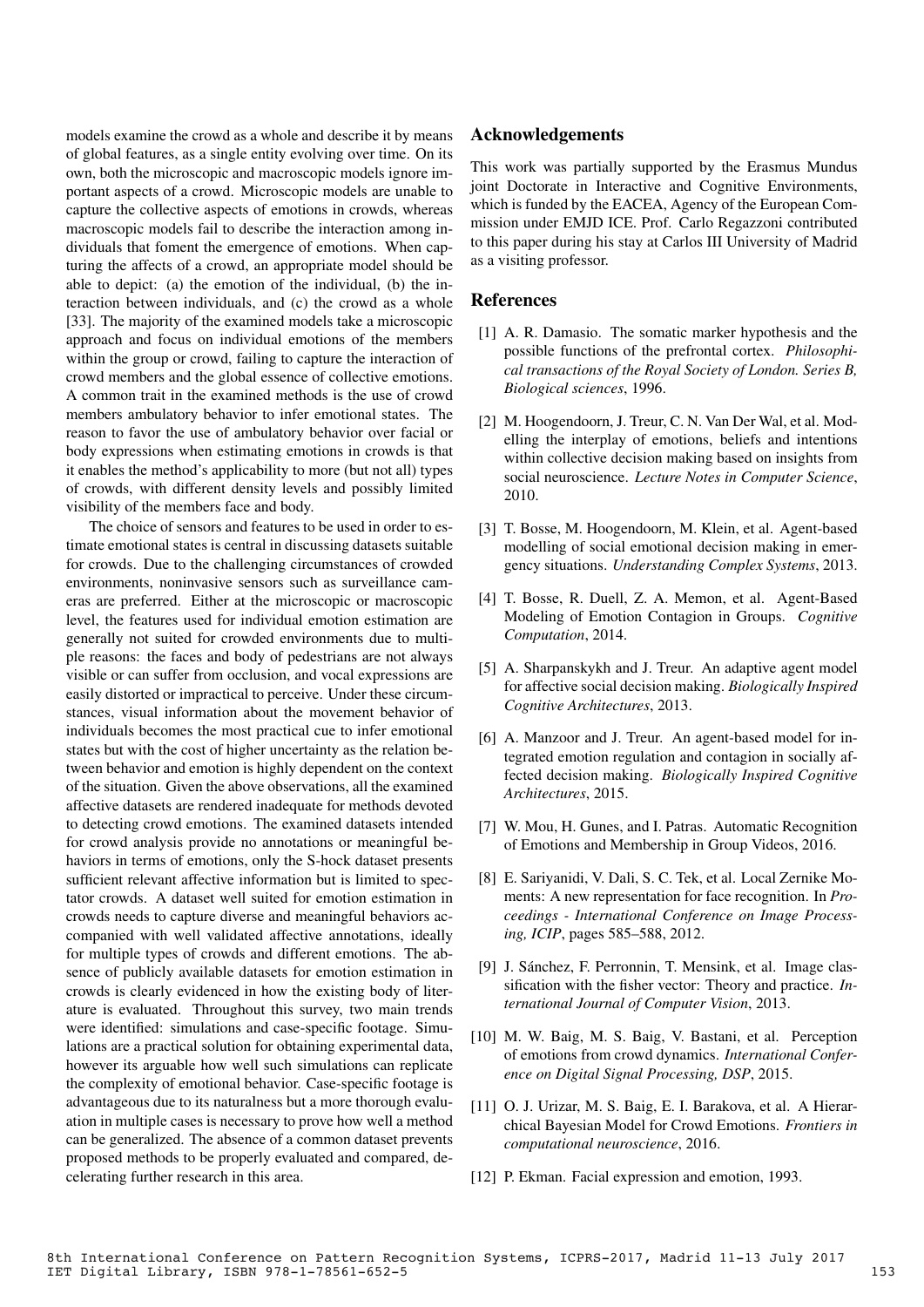models examine the crowd as a whole and describe it by means of global features, as a single entity evolving over time. On its own, both the microscopic and macroscopic models ignore important aspects of a crowd. Microscopic models are unable to capture the collective aspects of emotions in crowds, whereas macroscopic models fail to describe the interaction among individuals that foment the emergence of emotions. When capturing the affects of a crowd, an appropriate model should be able to depict: (a) the emotion of the individual, (b) the interaction between individuals, and (c) the crowd as a whole [33]. The majority of the examined models take a microscopic approach and focus on individual emotions of the members within the group or crowd, failing to capture the interaction of crowd members and the global essence of collective emotions. A common trait in the examined methods is the use of crowd members ambulatory behavior to infer emotional states. The reason to favor the use of ambulatory behavior over facial or body expressions when estimating emotions in crowds is that it enables the method's applicability to more (but not all) types of crowds, with different density levels and possibly limited visibility of the members face and body.

The choice of sensors and features to be used in order to estimate emotional states is central in discussing datasets suitable for crowds. Due to the challenging circumstances of crowded environments, noninvasive sensors such as surveillance cameras are preferred. Either at the microscopic or macroscopic level, the features used for individual emotion estimation are generally not suited for crowded environments due to multiple reasons: the faces and body of pedestrians are not always visible or can suffer from occlusion, and vocal expressions are easily distorted or impractical to perceive. Under these circumstances, visual information about the movement behavior of individuals becomes the most practical cue to infer emotional states but with the cost of higher uncertainty as the relation between behavior and emotion is highly dependent on the context of the situation. Given the above observations, all the examined affective datasets are rendered inadequate for methods devoted to detecting crowd emotions. The examined datasets intended for crowd analysis provide no annotations or meaningful behaviors in terms of emotions, only the S-hock dataset presents sufficient relevant affective information but is limited to spectator crowds. A dataset well suited for emotion estimation in crowds needs to capture diverse and meaningful behaviors accompanied with well validated affective annotations, ideally for multiple types of crowds and different emotions. The absence of publicly available datasets for emotion estimation in crowds is clearly evidenced in how the existing body of literature is evaluated. Throughout this survey, two main trends were identified: simulations and case-specific footage. Simulations are a practical solution for obtaining experimental data, however its arguable how well such simulations can replicate the complexity of emotional behavior. Case-specific footage is advantageous due to its naturalness but a more thorough evaluation in multiple cases is necessary to prove how well a method can be generalized. The absence of a common dataset prevents proposed methods to be properly evaluated and compared, decelerating further research in this area.

## Acknowledgements

This work was partially supported by the Erasmus Mundus joint Doctorate in Interactive and Cognitive Environments, which is funded by the EACEA, Agency of the European Commission under EMJD ICE. Prof. Carlo Regazzoni contributed to this paper during his stay at Carlos III University of Madrid as a visiting professor.

## References

[1] A. R. Damasio. The somatic marker hypothesis and the possible functions of the prefrontal cortex. *Philosophical transactions of the Royal Society of London. Series B, Biological sciences*, 1996.

[2] M. Hoogendoorn, J. Treur, C. N. Van Der Wal, et al. Modelling the interplay of emotions, beliefs and intentions within collective decision making based on insights from social neuroscience. *Lecture Notes in Computer Science*, 2010.

[3] T. Bosse, M. Hoogendoorn, M. Klein, et al. Agent-based modelling of social emotional decision making in emergency situations. *Understanding Complex Systems*, 2013.

[4] T. Bosse, R. Duell, Z. A. Memon, et al. Agent-Based Modeling of Emotion Contagion in Groups. *Cognitive Computation*, 2014.

[5] A. Sharpanskykh and J. Treur. An adaptive agent model for affective social decision making. *Biologically Inspired Cognitive Architectures*, 2013.

[6] A. Manzoor and J. Treur. An agent-based model for integrated emotion regulation and contagion in socially affected decision making. *Biologically Inspired Cognitive Architectures*, 2015.

[7] W. Mou, H. Gunes, and I. Patras. Automatic Recognition of Emotions and Membership in Group Videos, 2016.

[8] E. Sariyanidi, V. Dali, S. C. Tek, et al. Local Zernike Moments: A new representation for face recognition. In *Proceedings - International Conference on Image Processing, ICIP*, pages 585–588, 2012.

[9] J. Sánchez, F. Perronnin, T. Mensink, et al. Image classification with the fisher vector: Theory and practice. *International Journal of Computer Vision*, 2013.

[10] M. W. Baig, M. S. Baig, V. Bastani, et al. Perception of emotions from crowd dynamics. *International Conference on Digital Signal Processing, DSP*, 2015.

[11] O. J. Urizar, M. S. Baig, E. I. Barakova, et al. A Hierarchical Bayesian Model for Crowd Emotions. *Frontiers in computational neuroscience*, 2016.

[12] P. Ekman. Facial expression and emotion, 1993.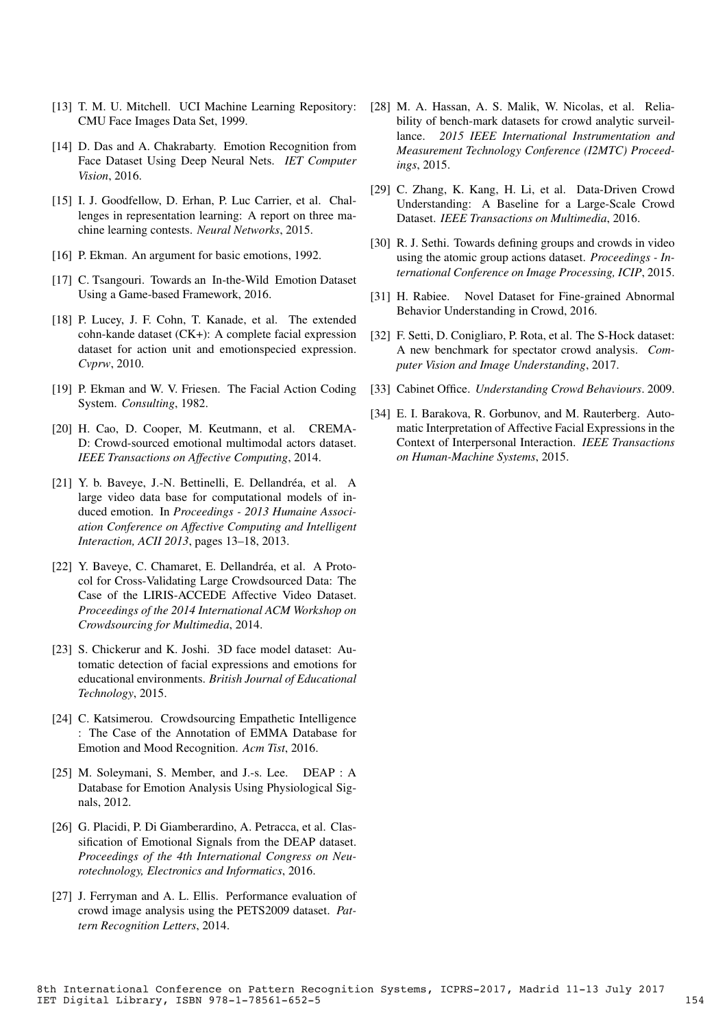- [13] T. M. U. Mitchell. UCI Machine Learning Repository: CMU Face Images Data Set, 1999.

- [14] D. Das and A. Chakrabarty. Emotion Recognition from Face Dataset Using Deep Neural Nets. *IET Computer Vision*, 2016.

- [15] I. J. Goodfellow, D. Erhan, P. Luc Carrier, et al. Challenges in representation learning: A report on three machine learning contests. *Neural Networks*, 2015.

- [16] P. Ekman. An argument for basic emotions, 1992.

- [17] C. Tsangouri. Towards an In-the-Wild Emotion Dataset Using a Game-based Framework, 2016.

- [18] P. Lucey, J. F. Cohn, T. Kanade, et al. The extended cohn-kande dataset (CK+): A complete facial expression dataset for action unit and emotionspecied expression. *Cvprw*, 2010.

- [19] P. Ekman and W. V. Friesen. The Facial Action Coding System. *Consulting*, 1982.

- [20] H. Cao, D. Cooper, M. Keutmann, et al. CREMA-D: Crowd-sourced emotional multimodal actors dataset. *IEEE Transactions on Affective Computing*, 2014.

- [21] Y. b. Baveye, J.-N. Bettinelli, E. Dellandréa, et al. A large video data base for computational models of induced emotion. In *Proceedings - 2013 Humaine Association Conference on Affective Computing and Intelligent Interaction, ACII 2013*, pages 13–18, 2013.

- [22] Y. Baveye, C. Chamaret, E. Dellandréa, et al. A Protocol for Cross-Validating Large Crowdsourced Data: The Case of the LIRIS-ACCEDE Affective Video Dataset. *Proceedings of the 2014 International ACM Workshop on Crowdsourcing for Multimedia*, 2014.

- [23] S. Chickerur and K. Joshi. 3D face model dataset: Automatic detection of facial expressions and emotions for educational environments. *British Journal of Educational Technology*, 2015.

- [24] C. Katsimerou. Crowdsourcing Empathetic Intelligence : The Case of the Annotation of EMMA Database for Emotion and Mood Recognition. *Acm Tist*, 2016.

- [25] M. Soleymani, S. Member, and J.-s. Lee. DEAP : A Database for Emotion Analysis Using Physiological Signals, 2012.

- [26] G. Placidi, P. Di Giamberardino, A. Petracca, et al. Classification of Emotional Signals from the DEAP dataset. *Proceedings of the 4th International Congress on Neurotechnology, Electronics and Informatics*, 2016.

- [27] J. Ferryman and A. L. Ellis. Performance evaluation of crowd image analysis using the PETS2009 dataset. *Pattern Recognition Letters*, 2014.

- [28] M. A. Hassan, A. S. Malik, W. Nicolas, et al. Reliability of bench-mark datasets for crowd analytic surveillance. *2015 IEEE International Instrumentation and Measurement Technology Conference (I2MTC) Proceedings*, 2015.

- [29] C. Zhang, K. Kang, H. Li, et al. Data-Driven Crowd Understanding: A Baseline for a Large-Scale Crowd Dataset. *IEEE Transactions on Multimedia*, 2016.

- [30] R. J. Sethi. Towards defining groups and crowds in video using the atomic group actions dataset. *Proceedings - International Conference on Image Processing, ICIP*, 2015.

- [31] H. Rabiee. Novel Dataset for Fine-grained Abnormal Behavior Understanding in Crowd, 2016.

- [32] F. Setti, D. Conigliaro, P. Rota, et al. The S-Hock dataset: A new benchmark for spectator crowd analysis. *Computer Vision and Image Understanding*, 2017.

- [33] Cabinet Office. *Understanding Crowd Behaviours*. 2009.

- [34] E. I. Barakova, R. Gorbunov, and M. Rauterberg. Automatic Interpretation of Affective Facial Expressions in the Context of Interpersonal Interaction. *IEEE Transactions on Human-Machine Systems*, 2015.